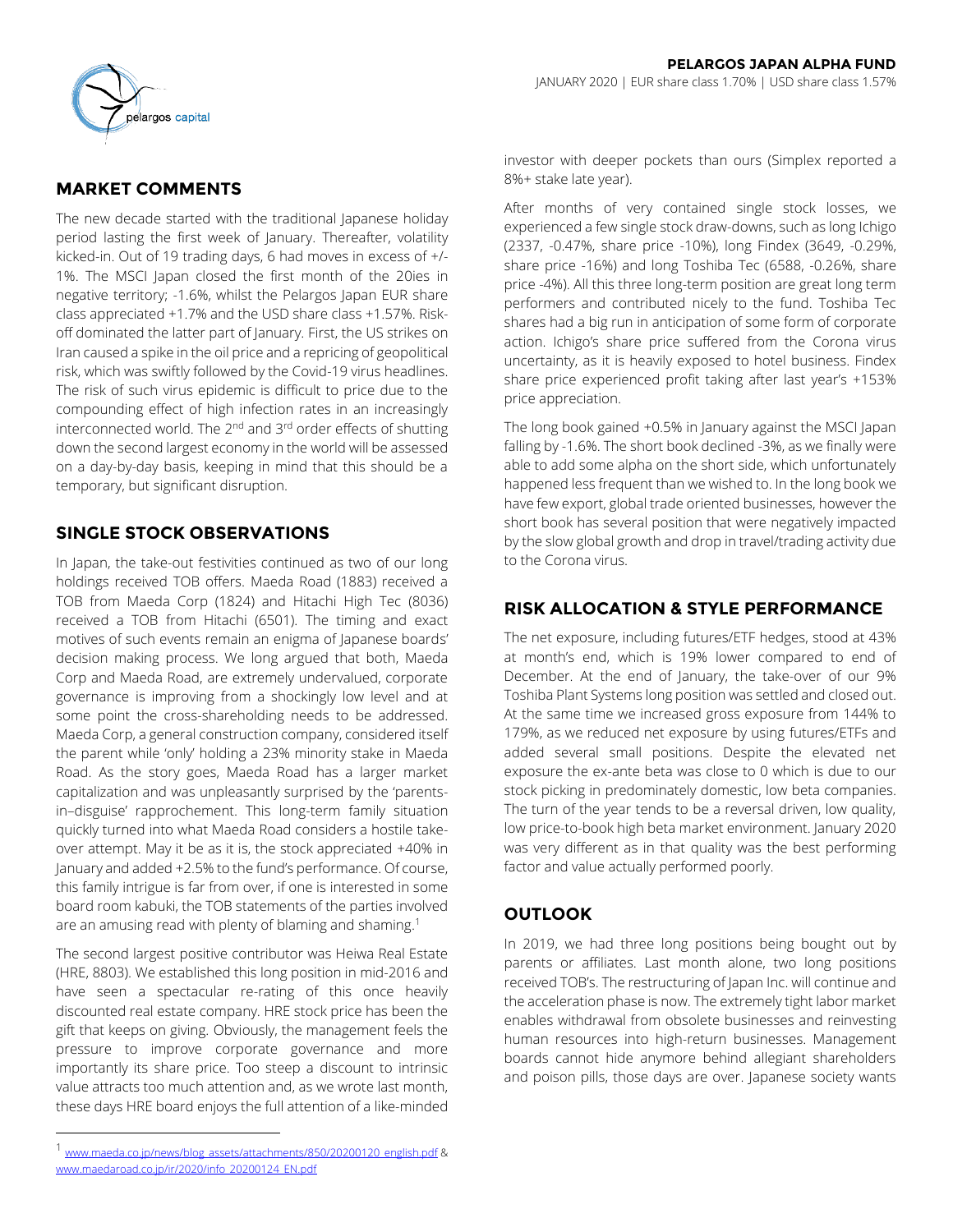# PELARGOS JAPAN ALPHA FUND

JANUARY 2020 | EUR share class 1.70% | USD share class 1.57%

## MARKET COMMENTS

The new decade started with the traditional Japanese holiday period lasting the first week of January. Thereafter, volatility kicked-in. Out of 19 trading days, 6 had moves in excess of +/- 1%. The MSCI Japan closed the first month of the 20ies in negative territory; -1.6%, whilst the Pelargos Japan EUR share class appreciated +1.7% and the USD share class +1.57%. Risk-off dominated the latter part of January. First, the US strikes on Iran caused a spike in the oil price and a repricing of geopolitical risk, which was swiftly followed by the Covid-19 virus headlines. The risk of such virus epidemic is difficult to price due to the compounding effect of high infection rates in an increasingly interconnected world. The 2nd and 3rd order effects of shutting down the second largest economy in the world will be assessed on a day-by-day basis, keeping in mind that this should be a temporary, but significant disruption.

## SINGLE STOCK OBSERVATIONS

In Japan, the take-out festivities continued as two of our long holdings received TOB offers. Maeda Road (1883) received a TOB from Maeda Corp (1824) and Hitachi High Tec (8036) received a TOB from Hitachi (6501). The timing and exact motives of such events remain an enigma of Japanese boards' decision making process. We long argued that both, Maeda Corp and Maeda Road, are extremely undervalued, corporate governance is improving from a shockingly low level and at some point the cross-shareholding needs to be addressed. Maeda Corp, a general construction company, considered itself the parent while 'only' holding a 23% minority stake in Maeda Road. As the story goes, Maeda Road has a larger market capitalization and was unpleasantly surprised by the 'parents-in–disguise' rapprochement. This long-term family situation quickly turned into what Maeda Road considers a hostile take-over attempt. May it be as it is, the stock appreciated +40% in January and added +2.5% to the fund's performance. Of course, this family intrigue is far from over, if one is interested in some board room kabuki, the TOB statements of the parties involved are an amusing read with plenty of blaming and shaming.[1]

The second largest positive contributor was Heiwa Real Estate (HRE, 8803). We established this long position in mid-2016 and have seen a spectacular re-rating of this once heavily discounted real estate company. HRE stock price has been the gift that keeps on giving. Obviously, the management feels the pressure to improve corporate governance and more importantly its share price. Too steep a discount to intrinsic value attracts too much attention and, as we wrote last month, these days HRE board enjoys the full attention of a like-minded investor with deeper pockets than ours (Simplex reported a 8%+ stake late year).

After months of very contained single stock losses, we experienced a few single stock draw-downs, such as long Ichigo (2337, -0.47%, share price -10%), long Findex (3649, -0.29%, share price -16%) and long Toshiba Tec (6588, -0.26%, share price -4%). All this three long-term position are great long term performers and contributed nicely to the fund. Toshiba Tec shares had a big run in anticipation of some form of corporate action. Ichigo's share price suffered from the Corona virus uncertainty, as it is heavily exposed to hotel business. Findex share price experienced profit taking after last year's +153% price appreciation.

The long book gained +0.5% in January against the MSCI Japan falling by -1.6%. The short book declined -3%, as we finally were able to add some alpha on the short side, which unfortunately happened less frequent than we wished to. In the long book we have few export, global trade oriented businesses, however the short book has several position that were negatively impacted by the slow global growth and drop in travel/trading activity due to the Corona virus.

## RISK ALLOCATION & STYLE PERFORMANCE

The net exposure, including futures/ETF hedges, stood at 43% at month's end, which is 19% lower compared to end of December. At the end of January, the take-over of our 9% Toshiba Plant Systems long position was settled and closed out. At the same time we increased gross exposure from 144% to 179%, as we reduced net exposure by using futures/ETFs and added several small positions. Despite the elevated net exposure the ex-ante beta was close to 0 which is due to our stock picking in predominately domestic, low beta companies. The turn of the year tends to be a reversal driven, low quality, low price-to-book high beta market environment. January 2020 was very different as in that quality was the best performing factor and value actually performed poorly.

## OUTLOOK

In 2019, we had three long positions being bought out by parents or affiliates. Last month alone, two long positions received TOB's. The restructuring of Japan Inc. will continue and the acceleration phase is now. The extremely tight labor market enables withdrawal from obsolete businesses and reinvesting human resources into high-return businesses. Management boards cannot hide anymore behind allegiant shareholders and poison pills, those days are over. Japanese society wants

---

[1] www.maeda.co.jp/news/blog_assets/attachments/850/20200120_english.pdf & www.maedaroad.co.jp/ir/2020/info_20200124_EN.pdf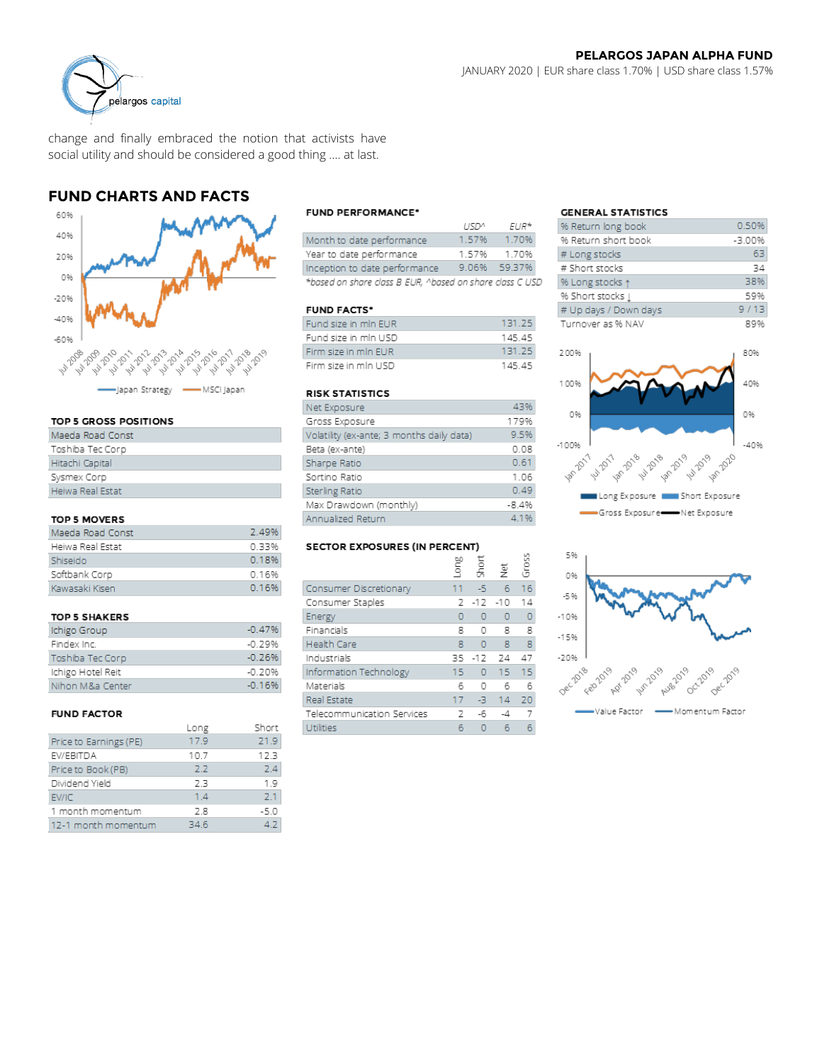change and finally embraced the notion that activists have social utility and should be considered a good thing .... at last.

## FUND CHARTS AND FACTS

Japan Strategy — MSCI Japan

### TOP 5 GROSS POSITIONS

| |
|---|
| Maeda Road Const |
| Toshiba Tec Corp |
| Hitachi Capital |
| Sysmex Corp |
| Heiwa Real Estat |

### TOP 5 MOVERS

| | |
|---|---|
| Maeda Road Const | 2.49% |
| Heiwa Real Estat | 0.33% |
| Shiseido | 0.18% |
| Softbank Corp | 0.16% |
| Kawasaki Kisen | 0.16% |

### TOP 5 SHAKERS

| | |
|---|---|
| Ichigo Group | -0.47% |
| Findex Inc. | -0.29% |
| Toshiba Tec Corp | -0.26% |
| Ichigo Hotel Reit | -0.20% |
| Nihon M&a Center | -0.16% |

### FUND FACTOR

| | Long | Short |
|---|---|---|
| Price to Earnings (PE) | 17.9 | 21.9 |
| EV/EBITDA | 10.7 | 12.3 |
| Price to Book (PB) | 2.2 | 2.4 |
| Dividend Yield | 2.3 | 1.9 |
| EV/IC | 1.4 | 2.1 |
| 1 month momentum | 2.8 | -5.0 |
| 12-1 month momentum | 34.6 | 4.2 |

### FUND PERFORMANCE*

| | USD^ | EUR* |
|---|---|---|
| Month to date performance | 1.57% | 1.70% |
| Year to date performance | 1.57% | 1.70% |
| Inception to date performance | 9.06% | 59.37% |

*based on share class B EUR, ^based on share class C USD

### FUND FACTS*

| | |
|---|---|
| Fund size in mln EUR | 131.25 |
| Fund size in mln USD | 145.45 |
| Firm size in mln EUR | 131.25 |
| Firm size in mln USD | 145.45 |

### RISK STATISTICS

| | |
|---|---|
| Net Exposure | 43% |
| Gross Exposure | 179% |
| Volatility (ex-ante; 3 months daily data) | 9.5% |
| Beta (ex-ante) | 0.08 |
| Sharpe Ratio | 0.61 |
| Sortino Ratio | 1.06 |
| Sterling Ratio | 0.49 |
| Max Drawdown (monthly) | -8.4% |
| Annualized Return | 4.1% |

### SECTOR EXPOSURES (IN PERCENT)

| | Long | Short | Net | Gross |
|---|---|---|---|---|
| Consumer Discretionary | 11 | -5 | 6 | 16 |
| Consumer Staples | 2 | -12 | -10 | 14 |
| Energy | 0 | 0 | 0 | 0 |
| Financials | 8 | 0 | 8 | 8 |
| Health Care | 8 | 0 | 8 | 8 |
| Industrials | 35 | -12 | 24 | 47 |
| Information Technology | 15 | 0 | 15 | 15 |
| Materials | 6 | 0 | 6 | 6 |
| Real Estate | 17 | -3 | 14 | 20 |
| Telecommunication Services | 2 | -6 | -4 | 7 |
| Utilities | 6 | 0 | 6 | 6 |

### GENERAL STATISTICS

| | |
|---|---|
| % Return long book | 0.50% |
| % Return short book | -3.00% |
| # Long stocks | 63 |
| # Short stocks | 34 |
| % Long stocks ↑ | 38% |
| % Short stocks ↓ | 59% |
| # Up days / Down days | 9 / 13 |
| Turnover as % NAV | 89% |

Long Exposure — Short Exposure — Gross Exposure — Net Exposure

Value Factor — Momentum Factor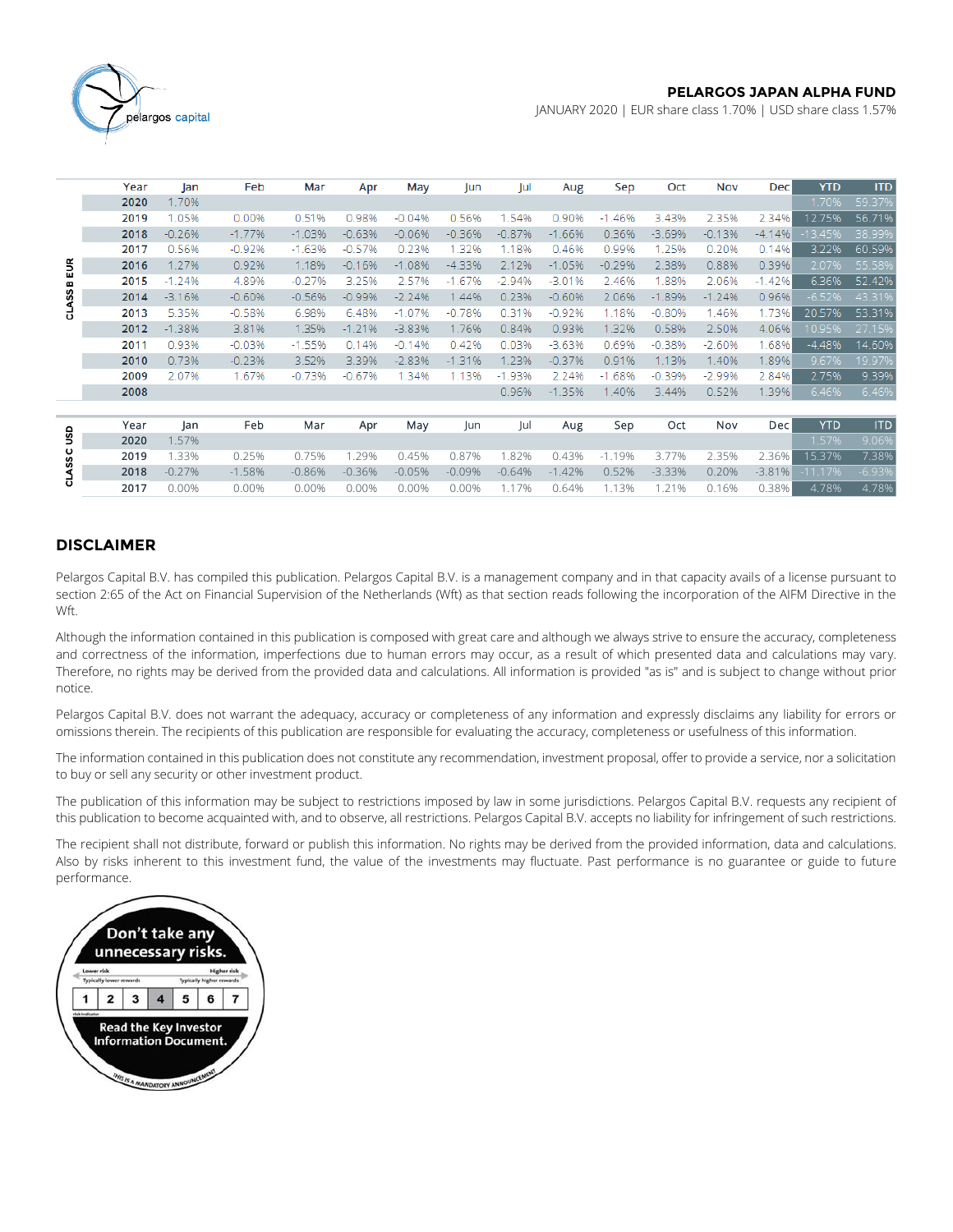**PELARGOS JAPAN ALPHA FUND**

JANUARY 2020 | EUR share class 1.70% | USD share class 1.57%

| CLASS B EUR | Year | Jan | Feb | Mar | Apr | May | Jun | Jul | Aug | Sep | Oct | Nov | Dec | YTD | ITD |
|---|---|---|---|---|---|---|---|---|---|---|---|---|---|---|---|
| | 2020 | 1.70% | | | | | | | | | | | | 1.70% | 59.37% |
| | 2019 | 1.05% | 0.00% | 0.51% | 0.98% | -0.04% | 0.56% | 1.54% | 0.90% | -1.46% | 3.43% | 2.35% | 2.34% | 12.75% | 56.71% |
| | 2018 | -0.26% | -1.77% | -1.03% | -0.63% | -0.06% | -0.36% | -0.87% | -1.66% | 0.36% | -3.69% | -0.13% | -4.14% | -13.45% | 38.99% |
| | 2017 | 0.56% | -0.92% | -1.63% | -0.57% | 0.23% | 1.32% | 1.18% | 0.46% | 0.99% | 1.25% | 0.20% | 0.14% | 3.22% | 60.59% |
| | 2016 | 1.27% | 0.92% | 1.18% | -0.16% | -1.08% | -4.33% | 2.12% | -1.05% | -0.29% | 2.38% | 0.88% | 0.39% | 2.07% | 55.58% |
| | 2015 | -1.24% | 4.89% | -0.27% | 3.25% | 2.57% | -1.67% | -2.94% | -3.01% | 2.46% | 1.88% | 2.06% | -1.42% | 6.36% | 52.42% |
| | 2014 | -3.16% | -0.60% | -0.56% | -0.99% | -2.24% | 1.44% | 0.23% | -0.60% | 2.06% | -1.89% | -1.24% | 0.96% | -6.52% | 43.31% |
| | 2013 | 5.35% | -0.58% | 6.98% | 6.48% | -1.07% | -0.78% | 0.31% | -0.92% | 1.18% | -0.80% | 1.46% | 1.73% | 20.57% | 53.31% |
| | 2012 | -1.38% | 3.81% | 1.35% | -1.21% | -3.83% | 1.76% | 0.84% | 0.93% | 1.32% | 0.58% | 2.50% | 4.06% | 10.95% | 27.15% |
| | 2011 | 0.93% | -0.03% | -1.55% | 0.14% | -0.14% | 0.42% | 0.03% | -3.63% | 0.69% | -0.38% | -2.60% | 1.68% | -4.48% | 14.60% |
| | 2010 | 0.73% | -0.23% | 3.52% | 3.39% | -2.83% | -1.31% | 1.23% | -0.37% | 0.91% | 1.13% | 1.40% | 1.89% | 9.67% | 19.97% |
| | 2009 | 2.07% | 1.67% | -0.73% | -0.67% | 1.34% | 1.13% | -1.93% | 2.24% | -1.68% | -0.39% | -2.99% | 2.84% | 2.75% | 9.39% |
| | 2008 | | | | | | | 0.96% | -1.35% | 1.40% | 3.44% | 0.52% | 1.39% | 6.46% | 6.46% |

| CLASS C USD | Year | Jan | Feb | Mar | Apr | May | Jun | Jul | Aug | Sep | Oct | Nov | Dec | YTD | ITD |
|---|---|---|---|---|---|---|---|---|---|---|---|---|---|---|---|
| | 2020 | 1.57% | | | | | | | | | | | | 1.57% | 9.06% |
| | 2019 | 1.33% | 0.25% | 0.75% | 1.29% | 0.45% | 0.87% | 1.82% | 0.43% | -1.19% | 3.77% | 2.35% | 2.36% | 15.37% | 7.38% |
| | 2018 | -0.27% | -1.58% | -0.86% | -0.36% | -0.05% | -0.09% | -0.64% | -1.42% | 0.52% | -3.33% | 0.20% | -3.81% | -11.17% | -6.93% |
| | 2017 | 0.00% | 0.00% | 0.00% | 0.00% | 0.00% | 0.00% | 1.17% | 0.64% | 1.13% | 1.21% | 0.16% | 0.38% | 4.78% | 4.78% |

## DISCLAIMER

Pelargos Capital B.V. has compiled this publication. Pelargos Capital B.V. is a management company and in that capacity avails of a license pursuant to section 2:65 of the Act on Financial Supervision of the Netherlands (Wft) as that section reads following the incorporation of the AIFM Directive in the Wft.

Although the information contained in this publication is composed with great care and although we always strive to ensure the accuracy, completeness and correctness of the information, imperfections due to human errors may occur, as a result of which presented data and calculations may vary. Therefore, no rights may be derived from the provided data and calculations. All information is provided "as is" and is subject to change without prior notice.

Pelargos Capital B.V. does not warrant the adequacy, accuracy or completeness of any information and expressly disclaims any liability for errors or omissions therein. The recipients of this publication are responsible for evaluating the accuracy, completeness or usefulness of this information.

The information contained in this publication does not constitute any recommendation, investment proposal, offer to provide a service, nor a solicitation to buy or sell any security or other investment product.

The publication of this information may be subject to restrictions imposed by law in some jurisdictions. Pelargos Capital B.V. requests any recipient of this publication to become acquainted with, and to observe, all restrictions. Pelargos Capital B.V. accepts no liability for infringement of such restrictions.

The recipient shall not distribute, forward or publish this information. No rights may be derived from the provided information, data and calculations. Also by risks inherent to this investment fund, the value of the investments may fluctuate. Past performance is no guarantee or guide to future performance.

Don't take any unnecessary risks.

Lower risk — Higher risk

Typically lower rewards — Typically higher rewards

1 2 3 4 5 6 7

risk indicator

Read the Key Investor Information Document.

THIS IS A MANDATORY ANNOUNCEMENT